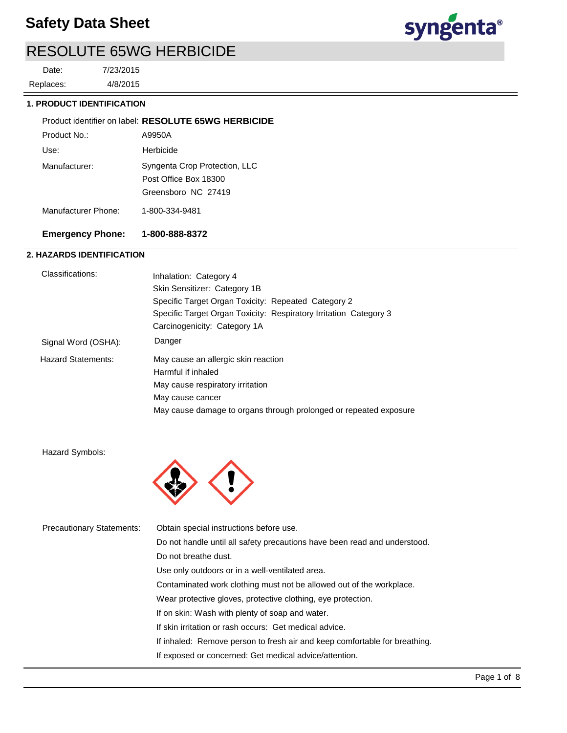# Safety Data Sheet

## RESOLUTE 65WG HERBICIDE

Date: 7/23/2015
Replaces: 4/8/2015

### 1. PRODUCT IDENTIFICATION

Product identifier on label: **RESOLUTE 65WG HERBICIDE**

Product No.: A9950A

Use: Herbicide

Manufacturer: Syngenta Crop Protection, LLC
Post Office Box 18300
Greensboro NC 27419

Manufacturer Phone: 1-800-334-9481

**Emergency Phone: 1-800-888-8372**

### 2. HAZARDS IDENTIFICATION

Classifications:
Inhalation: Category 4
Skin Sensitizer: Category 1B
Specific Target Organ Toxicity: Repeated Category 2
Specific Target Organ Toxicity: Respiratory Irritation Category 3
Carcinogenicity: Category 1A

Signal Word (OSHA): Danger

Hazard Statements:
May cause an allergic skin reaction
Harmful if inhaled
May cause respiratory irritation
May cause cancer
May cause damage to organs through prolonged or repeated exposure

Hazard Symbols:

Precautionary Statements:
Obtain special instructions before use.
Do not handle until all safety precautions have been read and understood.
Do not breathe dust.
Use only outdoors or in a well-ventilated area.
Contaminated work clothing must not be allowed out of the workplace.
Wear protective gloves, protective clothing, eye protection.
If on skin: Wash with plenty of soap and water.
If skin irritation or rash occurs: Get medical advice.
If inhaled: Remove person to fresh air and keep comfortable for breathing.
If exposed or concerned: Get medical advice/attention.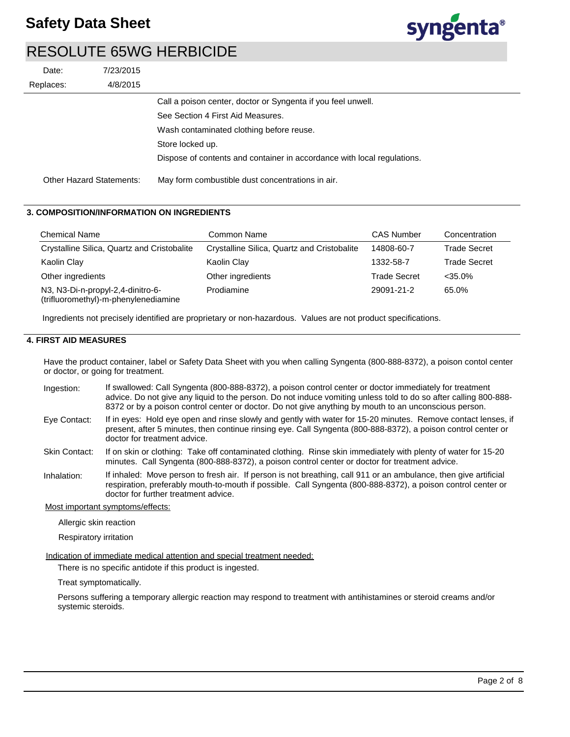Date: 7/23/2015
Replaces: 4/8/2015

Call a poison center, doctor or Syngenta if you feel unwell.
See Section 4 First Aid Measures.
Wash contaminated clothing before reuse.
Store locked up.
Dispose of contents and container in accordance with local regulations.

Other Hazard Statements: May form combustible dust concentrations in air.

## 3. COMPOSITION/INFORMATION ON INGREDIENTS

| Chemical Name | Common Name | CAS Number | Concentration |
|---|---|---|---|
| Crystalline Silica, Quartz and Cristobalite | Crystalline Silica, Quartz and Cristobalite | 14808-60-7 | Trade Secret |
| Kaolin Clay | Kaolin Clay | 1332-58-7 | Trade Secret |
| Other ingredients | Other ingredients | Trade Secret | <35.0% |
| N3, N3-Di-n-propyl-2,4-dinitro-6-(trifluoromethyl)-m-phenylenediamine | Prodiamine | 29091-21-2 | 65.0% |

Ingredients not precisely identified are proprietary or non-hazardous. Values are not product specifications.

## 4. FIRST AID MEASURES

Have the product container, label or Safety Data Sheet with you when calling Syngenta (800-888-8372), a poison contol center or doctor, or going for treatment.

Ingestion: If swallowed: Call Syngenta (800-888-8372), a poison control center or doctor immediately for treatment advice. Do not give any liquid to the person. Do not induce vomiting unless told to do so after calling 800-888-8372 or by a poison control center or doctor. Do not give anything by mouth to an unconscious person.

Eye Contact: If in eyes: Hold eye open and rinse slowly and gently with water for 15-20 minutes. Remove contact lenses, if present, after 5 minutes, then continue rinsing eye. Call Syngenta (800-888-8372), a poison control center or doctor for treatment advice.

Skin Contact: If on skin or clothing: Take off contaminated clothing. Rinse skin immediately with plenty of water for 15-20 minutes. Call Syngenta (800-888-8372), a poison control center or doctor for treatment advice.

Inhalation: If inhaled: Move person to fresh air. If person is not breathing, call 911 or an ambulance, then give artificial respiration, preferably mouth-to-mouth if possible. Call Syngenta (800-888-8372), a poison control center or doctor for further treatment advice.

Most important symptoms/effects:

Allergic skin reaction

Respiratory irritation

Indication of immediate medical attention and special treatment needed:

There is no specific antidote if this product is ingested.

Treat symptomatically.

Persons suffering a temporary allergic reaction may respond to treatment with antihistamines or steroid creams and/or systemic steroids.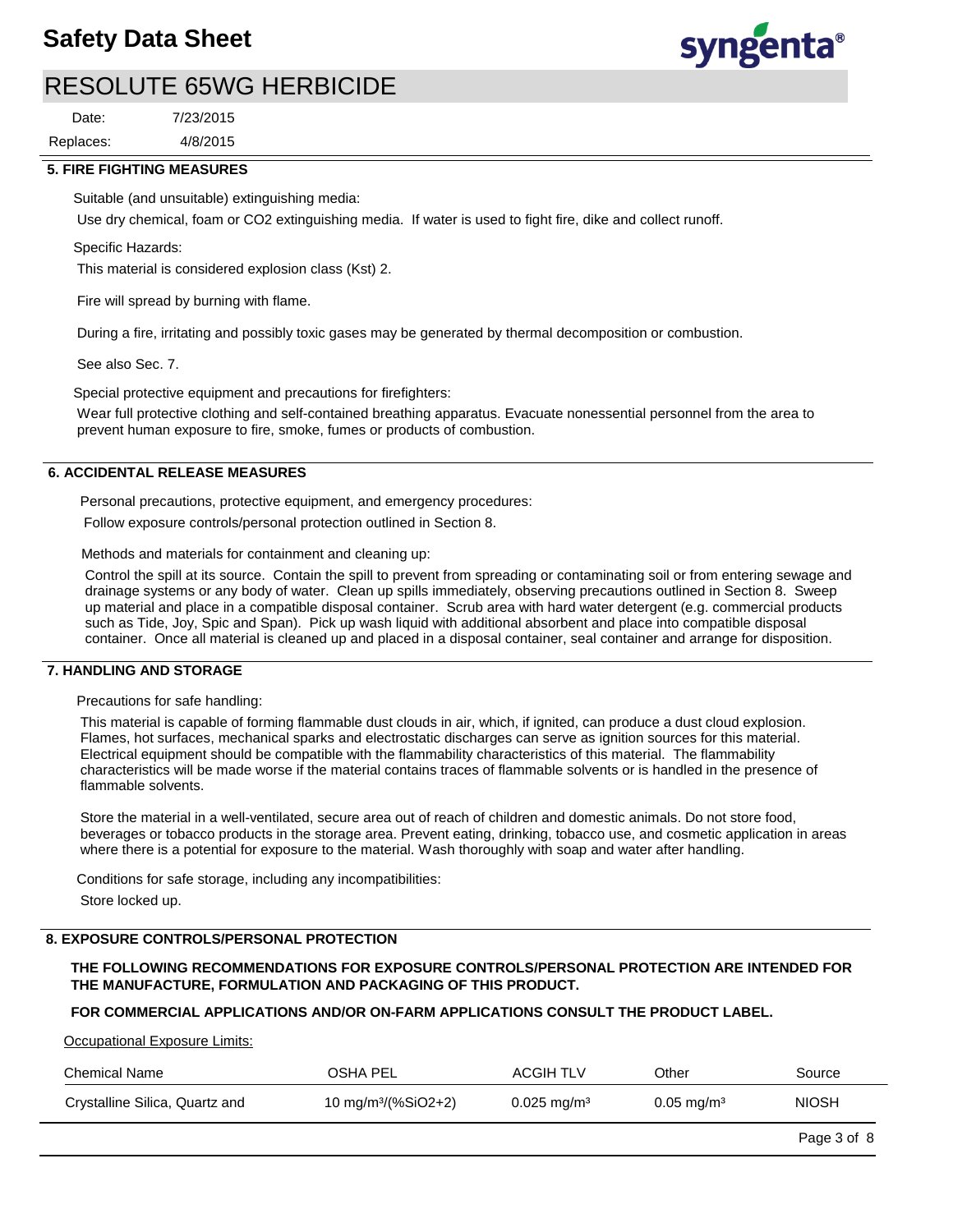## 5. FIRE FIGHTING MEASURES

Suitable (and unsuitable) extinguishing media:

Use dry chemical, foam or $CO_2$ extinguishing media. If water is used to fight fire, dike and collect runoff.

Specific Hazards:

This material is considered explosion class (Kst) 2.

Fire will spread by burning with flame.

During a fire, irritating and possibly toxic gases may be generated by thermal decomposition or combustion.

See also Sec. 7.

Special protective equipment and precautions for firefighters:

Wear full protective clothing and self-contained breathing apparatus. Evacuate nonessential personnel from the area to prevent human exposure to fire, smoke, fumes or products of combustion.

## 6. ACCIDENTAL RELEASE MEASURES

Personal precautions, protective equipment, and emergency procedures:

Follow exposure controls/personal protection outlined in Section 8.

Methods and materials for containment and cleaning up:

Control the spill at its source. Contain the spill to prevent from spreading or contaminating soil or from entering sewage and drainage systems or any body of water. Clean up spills immediately, observing precautions outlined in Section 8. Sweep up material and place in a compatible disposal container. Scrub area with hard water detergent (e.g. commercial products such as Tide, Joy, Spic and Span). Pick up wash liquid with additional absorbent and place into compatible disposal container. Once all material is cleaned up and placed in a disposal container, seal container and arrange for disposition.

## 7. HANDLING AND STORAGE

Precautions for safe handling:

This material is capable of forming flammable dust clouds in air, which, if ignited, can produce a dust cloud explosion. Flames, hot surfaces, mechanical sparks and electrostatic discharges can serve as ignition sources for this material. Electrical equipment should be compatible with the flammability characteristics of this material. The flammability characteristics will be made worse if the material contains traces of flammable solvents or is handled in the presence of flammable solvents.

Store the material in a well-ventilated, secure area out of reach of children and domestic animals. Do not store food, beverages or tobacco products in the storage area. Prevent eating, drinking, tobacco use, and cosmetic application in areas where there is a potential for exposure to the material. Wash thoroughly with soap and water after handling.

Conditions for safe storage, including any incompatibilities:

Store locked up.

## 8. EXPOSURE CONTROLS/PERSONAL PROTECTION

**THE FOLLOWING RECOMMENDATIONS FOR EXPOSURE CONTROLS/PERSONAL PROTECTION ARE INTENDED FOR THE MANUFACTURE, FORMULATION AND PACKAGING OF THIS PRODUCT.**

**FOR COMMERCIAL APPLICATIONS AND/OR ON-FARM APPLICATIONS CONSULT THE PRODUCT LABEL.**

Occupational Exposure Limits:

| Chemical Name | OSHA PEL | ACGIH TLV | Other | Source |
|---|---|---|---|---|
| Crystalline Silica, Quartz and | 10 mg/m³/(%$SiO_2$+2) | 0.025 mg/m³ | 0.05 mg/m³ | NIOSH |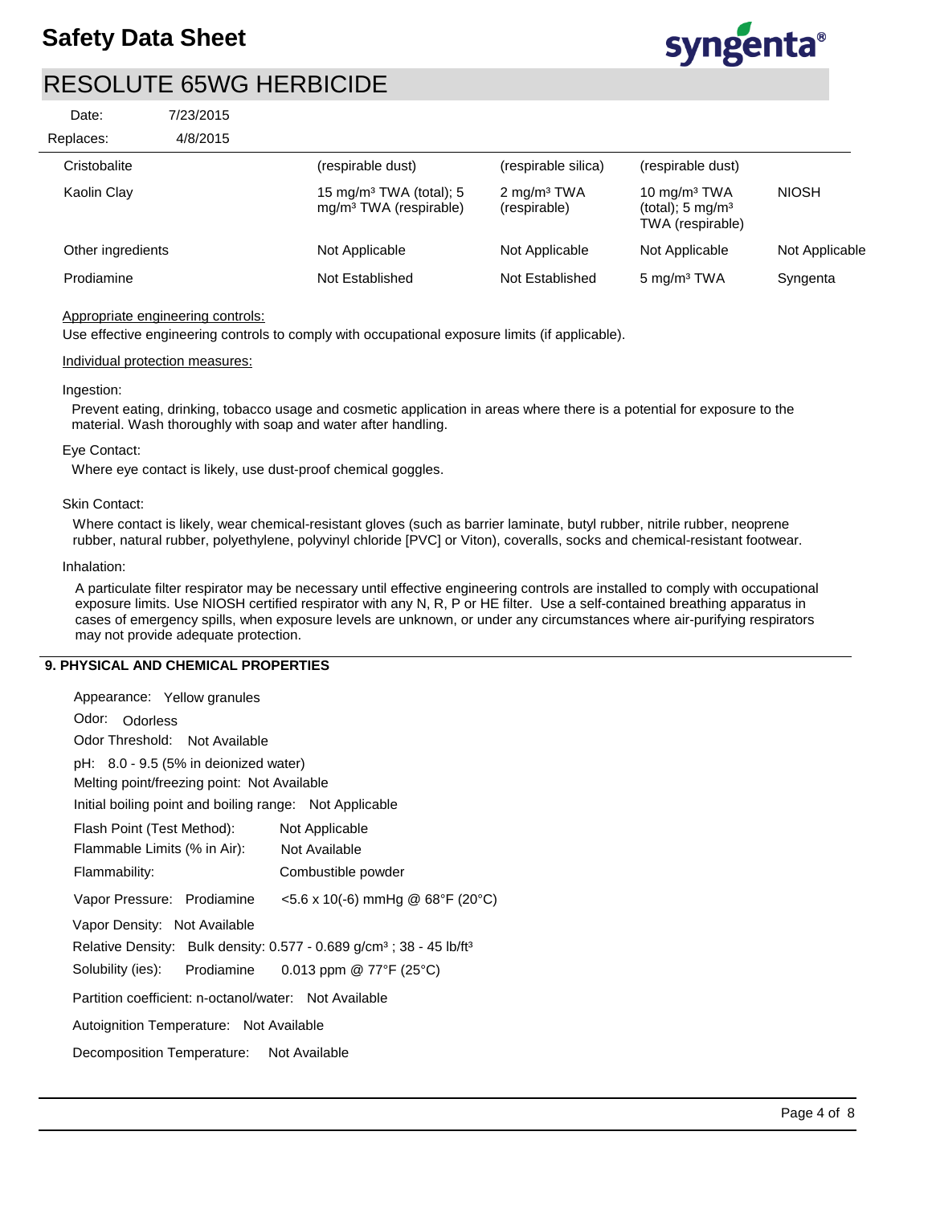Date: 7/23/2015

Replaces: 4/8/2015

| | | | | |
|---|---|---|---|---|
| Cristobalite | (respirable dust) | (respirable silica) | (respirable dust) | |
| Kaolin Clay | 15 mg/m³ TWA (total); 5 mg/m³ TWA (respirable) | 2 mg/m³ TWA (respirable) | 10 mg/m³ TWA (total); 5 mg/m³ TWA (respirable) | NIOSH |
| Other ingredients | Not Applicable | Not Applicable | Not Applicable | Not Applicable |
| Prodiamine | Not Established | Not Established | 5 mg/m³ TWA | Syngenta |

Appropriate engineering controls:

Use effective engineering controls to comply with occupational exposure limits (if applicable).

Individual protection measures:

Ingestion:

Prevent eating, drinking, tobacco usage and cosmetic application in areas where there is a potential for exposure to the material. Wash thoroughly with soap and water after handling.

Eye Contact:

Where eye contact is likely, use dust-proof chemical goggles.

Skin Contact:

Where contact is likely, wear chemical-resistant gloves (such as barrier laminate, butyl rubber, nitrile rubber, neoprene rubber, natural rubber, polyethylene, polyvinyl chloride [PVC] or Viton), coveralls, socks and chemical-resistant footwear.

Inhalation:

A particulate filter respirator may be necessary until effective engineering controls are installed to comply with occupational exposure limits. Use NIOSH certified respirator with any N, R, P or HE filter. Use a self-contained breathing apparatus in cases of emergency spills, when exposure levels are unknown, or under any circumstances where air-purifying respirators may not provide adequate protection.

## 9. PHYSICAL AND CHEMICAL PROPERTIES

Appearance: Yellow granules

Odor: Odorless

Odor Threshold: Not Available

pH: 8.0 - 9.5 (5% in deionized water)

Melting point/freezing point: Not Available

Initial boiling point and boiling range: Not Applicable

Flash Point (Test Method): Not Applicable

Flammable Limits (% in Air): Not Available

Flammability: Combustible powder

Vapor Pressure: Prodiamine <5.6 x 10(-6) mmHg @ 68°F (20°C)

Vapor Density: Not Available

Relative Density: Bulk density: 0.577 - 0.689 g/cm³ ; 38 - 45 lb/ft³

Solubility (ies): Prodiamine 0.013 ppm @ 77°F (25°C)

Partition coefficient: n-octanol/water: Not Available

Autoignition Temperature: Not Available

Decomposition Temperature: Not Available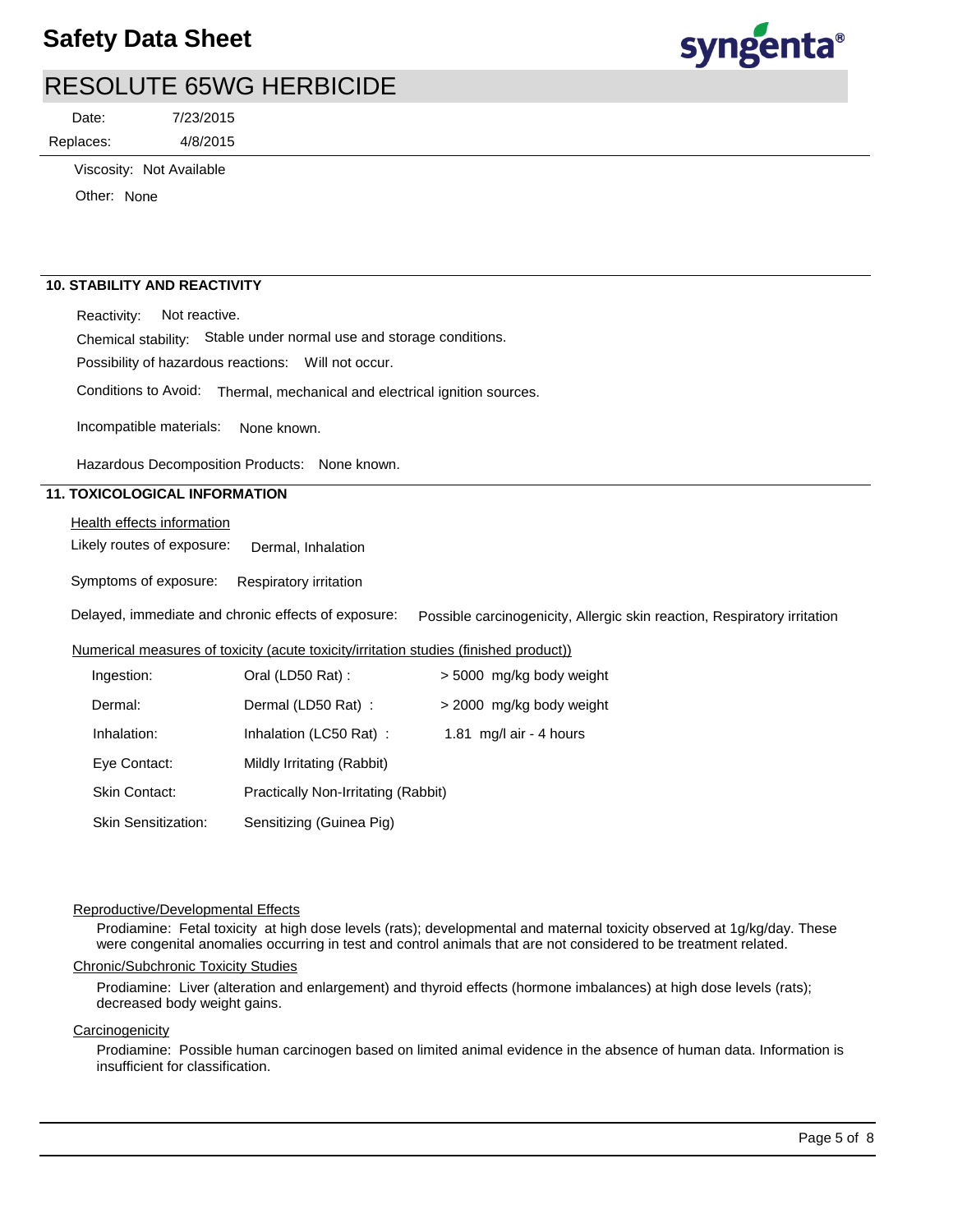Viscosity: Not Available

Other: None

## 10. STABILITY AND REACTIVITY

Reactivity: Not reactive.

Chemical stability: Stable under normal use and storage conditions.

Possibility of hazardous reactions: Will not occur.

Conditions to Avoid: Thermal, mechanical and electrical ignition sources.

Incompatible materials: None known.

Hazardous Decomposition Products: None known.

## 11. TOXICOLOGICAL INFORMATION

Health effects information

Likely routes of exposure: Dermal, Inhalation

Symptoms of exposure: Respiratory irritation

Delayed, immediate and chronic effects of exposure: Possible carcinogenicity, Allergic skin reaction, Respiratory irritation

Numerical measures of toxicity (acute toxicity/irritation studies (finished product))

| | | |
|---|---|---|
| Ingestion: | Oral (LD50 Rat) : | > 5000 mg/kg body weight |
| Dermal: | Dermal (LD50 Rat) : | > 2000 mg/kg body weight |
| Inhalation: | Inhalation (LC50 Rat) : | 1.81 mg/l air - 4 hours |
| Eye Contact: | Mildly Irritating (Rabbit) | |
| Skin Contact: | Practically Non-Irritating (Rabbit) | |
| Skin Sensitization: | Sensitizing (Guinea Pig) | |

Reproductive/Developmental Effects

Prodiamine: Fetal toxicity at high dose levels (rats); developmental and maternal toxicity observed at 1g/kg/day. These were congenital anomalies occurring in test and control animals that are not considered to be treatment related.

Chronic/Subchronic Toxicity Studies

Prodiamine: Liver (alteration and enlargement) and thyroid effects (hormone imbalances) at high dose levels (rats); decreased body weight gains.

Carcinogenicity

Prodiamine: Possible human carcinogen based on limited animal evidence in the absence of human data. Information is insufficient for classification.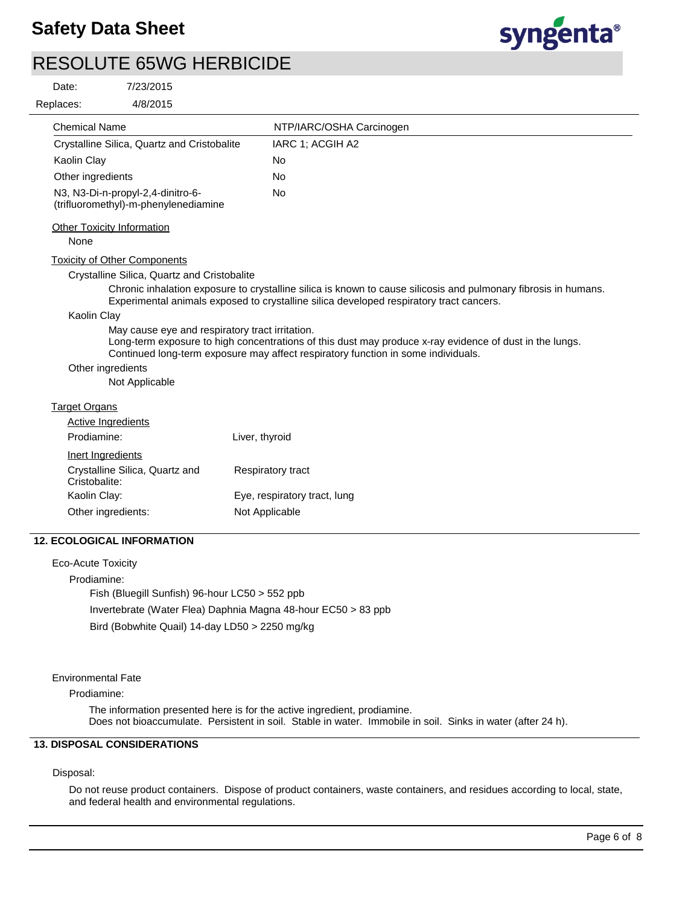# Safety Data Sheet

## RESOLUTE 65WG HERBICIDE

Date: 7/23/2015

Replaces: 4/8/2015

| Chemical Name | NTP/IARC/OSHA Carcinogen |
|---|---|
| Crystalline Silica, Quartz and Cristobalite | IARC 1; ACGIH A2 |
| Kaolin Clay | No |
| Other ingredients | No |
| N3, N3-Di-n-propyl-2,4-dinitro-6-(trifluoromethyl)-m-phenylenediamine | No |

**Other Toxicity Information**

None

**Toxicity of Other Components**

Crystalline Silica, Quartz and Cristobalite

Chronic inhalation exposure to crystalline silica is known to cause silicosis and pulmonary fibrosis in humans. Experimental animals exposed to crystalline silica developed respiratory tract cancers.

Kaolin Clay

May cause eye and respiratory tract irritation.
Long-term exposure to high concentrations of this dust may produce x-ray evidence of dust in the lungs. Continued long-term exposure may affect respiratory function in some individuals.

Other ingredients

Not Applicable

**Target Organs**

*Active Ingredients*

| | |
|---|---|
| Prodiamine: | Liver, thyroid |

*Inert Ingredients*

| | |
|---|---|
| Crystalline Silica, Quartz and Cristobalite: | Respiratory tract |
| Kaolin Clay: | Eye, respiratory tract, lung |
| Other ingredients: | Not Applicable |

## 12. ECOLOGICAL INFORMATION

Eco-Acute Toxicity

Prodiamine:

Fish (Bluegill Sunfish) 96-hour LC50 > 552 ppb

Invertebrate (Water Flea) Daphnia Magna 48-hour EC50 > 83 ppb

Bird (Bobwhite Quail) 14-day LD50 > 2250 mg/kg

Environmental Fate

Prodiamine:

The information presented here is for the active ingredient, prodiamine.
Does not bioaccumulate. Persistent in soil. Stable in water. Immobile in soil. Sinks in water (after 24 h).

## 13. DISPOSAL CONSIDERATIONS

Disposal:

Do not reuse product containers. Dispose of product containers, waste containers, and residues according to local, state, and federal health and environmental regulations.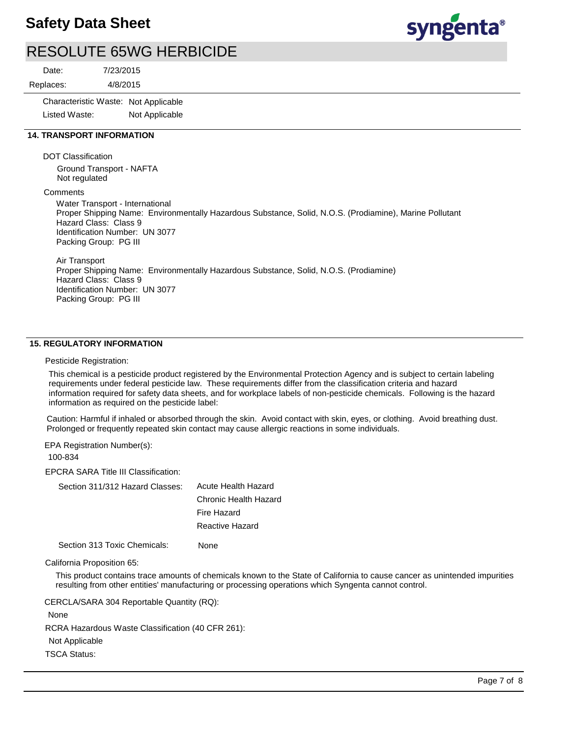Characteristic Waste: Not Applicable

Listed Waste: Not Applicable

## 14. TRANSPORT INFORMATION

DOT Classification

Ground Transport - NAFTA
Not regulated

Comments

Water Transport - International
Proper Shipping Name: Environmentally Hazardous Substance, Solid, N.O.S. (Prodiamine), Marine Pollutant
Hazard Class: Class 9
Identification Number: UN 3077
Packing Group: PG III

Air Transport
Proper Shipping Name: Environmentally Hazardous Substance, Solid, N.O.S. (Prodiamine)
Hazard Class: Class 9
Identification Number: UN 3077
Packing Group: PG III

## 15. REGULATORY INFORMATION

Pesticide Registration:

This chemical is a pesticide product registered by the Environmental Protection Agency and is subject to certain labeling requirements under federal pesticide law. These requirements differ from the classification criteria and hazard information required for safety data sheets, and for workplace labels of non-pesticide chemicals. Following is the hazard information as required on the pesticide label:

Caution: Harmful if inhaled or absorbed through the skin. Avoid contact with skin, eyes, or clothing. Avoid breathing dust. Prolonged or frequently repeated skin contact may cause allergic reactions in some individuals.

EPA Registration Number(s):

100-834

EPCRA SARA Title III Classification:

Section 311/312 Hazard Classes: Acute Health Hazard
Chronic Health Hazard
Fire Hazard
Reactive Hazard

Section 313 Toxic Chemicals: None

California Proposition 65:

This product contains trace amounts of chemicals known to the State of California to cause cancer as unintended impurities resulting from other entities' manufacturing or processing operations which Syngenta cannot control.

CERCLA/SARA 304 Reportable Quantity (RQ):

None

RCRA Hazardous Waste Classification (40 CFR 261):

Not Applicable

TSCA Status: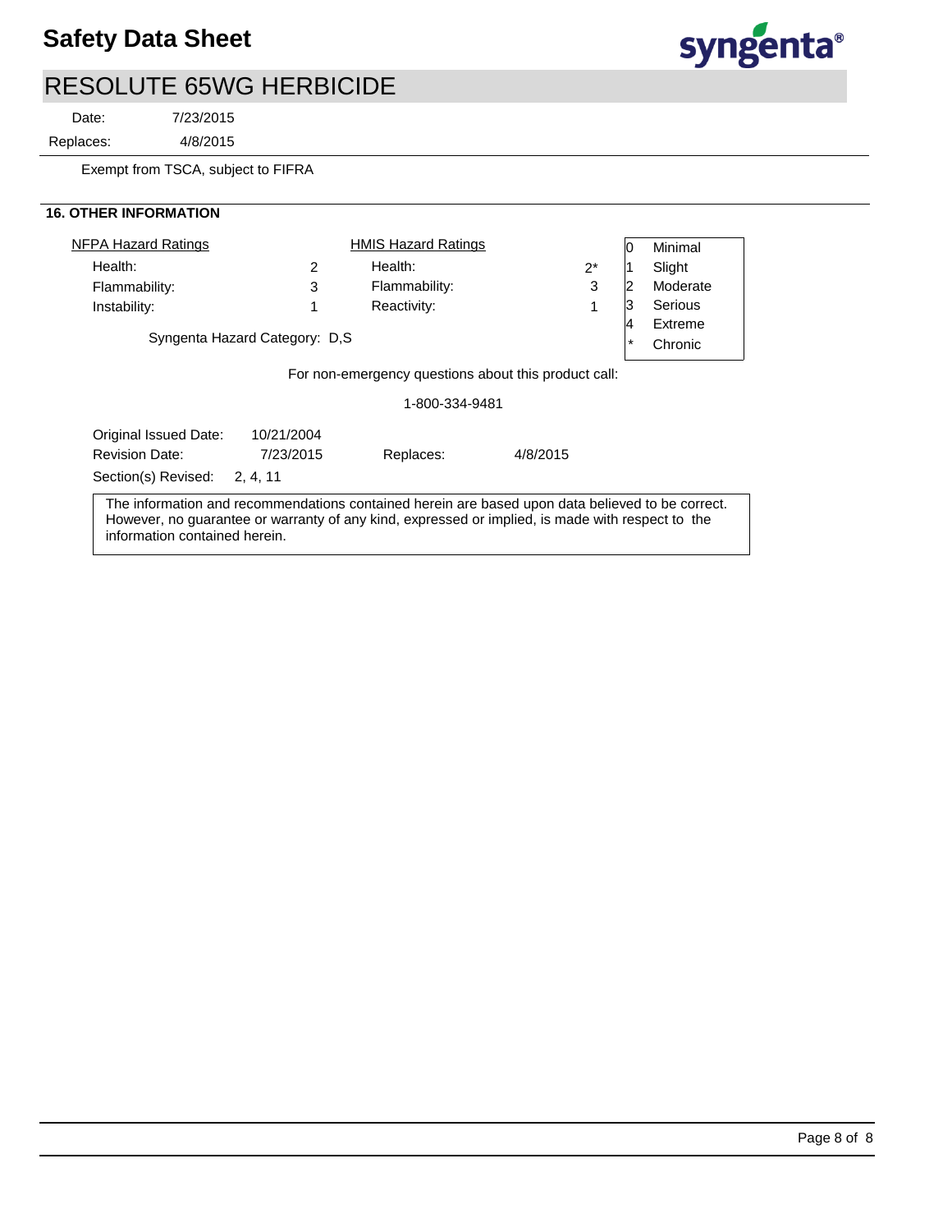Exempt from TSCA, subject to FIFRA

## 16. OTHER INFORMATION

| NFPA Hazard Ratings | | HMIS Hazard Ratings | | | |
|---|---|---|---|---|---|
| Health: | 2 | Health: | 2* | 0 | Minimal |
| Flammability: | 3 | Flammability: | 3 | 1 | Slight |
| Instability: | 1 | Reactivity: | 1 | 2 | Moderate |
| | | | | 3 | Serious |
| | | | | 4 | Extreme |
| | | | | * | Chronic |

Syngenta Hazard Category: D,S

For non-emergency questions about this product call:

1-800-334-9481

Original Issued Date: 10/21/2004

Revision Date: 7/23/2015    Replaces: 4/8/2015

Section(s) Revised: 2, 4, 11

The information and recommendations contained herein are based upon data believed to be correct. However, no guarantee or warranty of any kind, expressed or implied, is made with respect to the information contained herein.